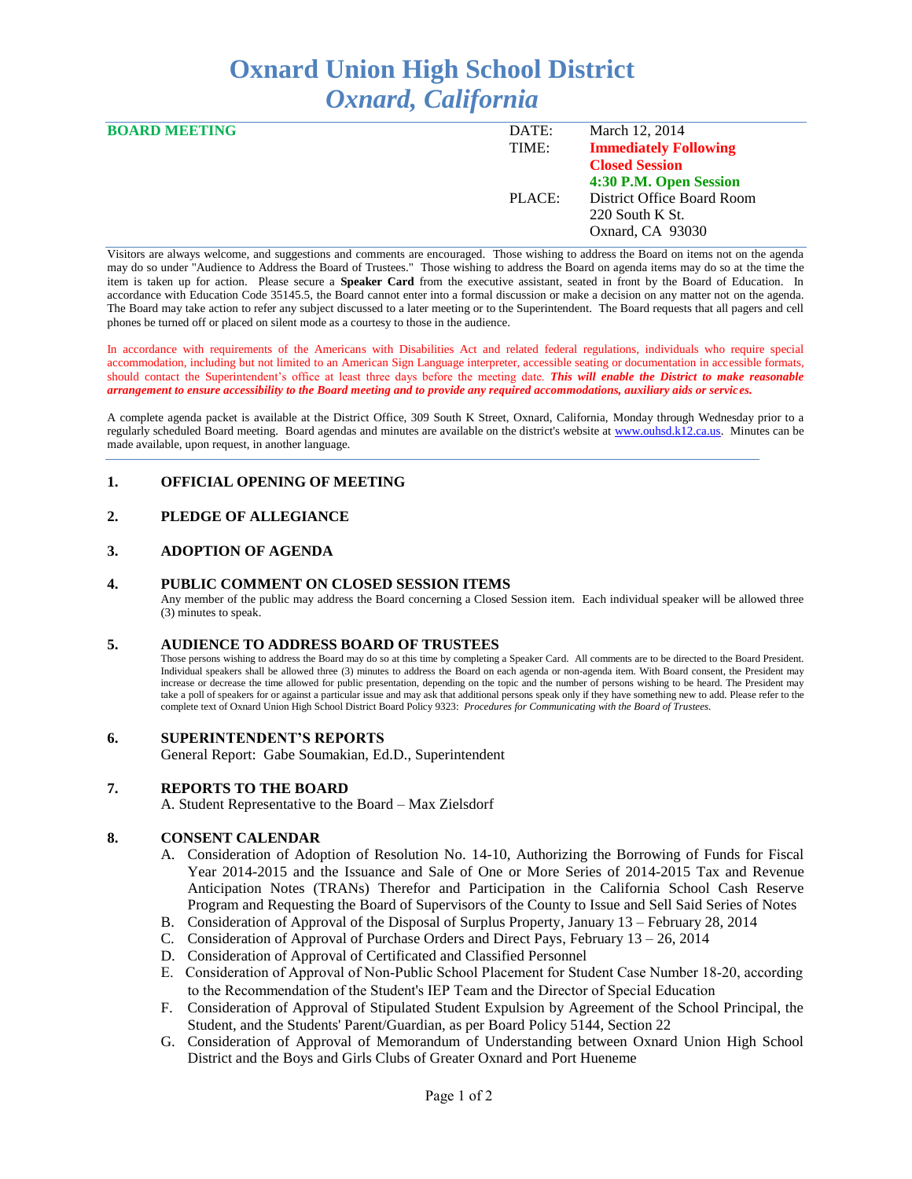# Oxnard Union High School District
## *Oxnard, California*

**BOARD MEETING**

| | |
|---|---|
| DATE: | March 12, 2014 |
| TIME: | **Immediately Following Closed Session** |
| | **4:30 P.M. Open Session** |
| PLACE: | District Office Board Room<br>220 South K St.<br>Oxnard, CA 93030 |

Visitors are always welcome, and suggestions and comments are encouraged. Those wishing to address the Board on items not on the agenda may do so under "Audience to Address the Board of Trustees." Those wishing to address the Board on agenda items may do so at the time the item is taken up for action. Please secure a **Speaker Card** from the executive assistant, seated in front by the Board of Education. In accordance with Education Code 35145.5, the Board cannot enter into a formal discussion or make a decision on any matter not on the agenda. The Board may take action to refer any subject discussed to a later meeting or to the Superintendent. The Board requests that all pagers and cell phones be turned off or placed on silent mode as a courtesy to those in the audience.

In accordance with requirements of the Americans with Disabilities Act and related federal regulations, individuals who require special accommodation, including but not limited to an American Sign Language interpreter, accessible seating or documentation in accessible formats, should contact the Superintendent's office at least three days before the meeting date. ***This will enable the District to make reasonable arrangement to ensure accessibility to the Board meeting and to provide any required accommodations, auxiliary aids or services.***

A complete agenda packet is available at the District Office, 309 South K Street, Oxnard, California, Monday through Wednesday prior to a regularly scheduled Board meeting. Board agendas and minutes are available on the district's website at www.ouhsd.k12.ca.us. Minutes can be made available, upon request, in another language.

### 1. OFFICIAL OPENING OF MEETING

### 2. PLEDGE OF ALLEGIANCE

### 3. ADOPTION OF AGENDA

### 4. PUBLIC COMMENT ON CLOSED SESSION ITEMS

Any member of the public may address the Board concerning a Closed Session item. Each individual speaker will be allowed three (3) minutes to speak.

### 5. AUDIENCE TO ADDRESS BOARD OF TRUSTEES

Those persons wishing to address the Board may do so at this time by completing a Speaker Card. All comments are to be directed to the Board President. Individual speakers shall be allowed three (3) minutes to address the Board on each agenda or non-agenda item. With Board consent, the President may increase or decrease the time allowed for public presentation, depending on the topic and the number of persons wishing to be heard. The President may take a poll of speakers for or against a particular issue and may ask that additional persons speak only if they have something new to add. Please refer to the complete text of Oxnard Union High School District Board Policy 9323: *Procedures for Communicating with the Board of Trustees.*

### 6. SUPERINTENDENT'S REPORTS

General Report: Gabe Soumakian, Ed.D., Superintendent

### 7. REPORTS TO THE BOARD

A. Student Representative to the Board – Max Zielsdorf

### 8. CONSENT CALENDAR

A. Consideration of Adoption of Resolution No. 14-10, Authorizing the Borrowing of Funds for Fiscal Year 2014-2015 and the Issuance and Sale of One or More Series of 2014-2015 Tax and Revenue Anticipation Notes (TRANs) Therefor and Participation in the California School Cash Reserve Program and Requesting the Board of Supervisors of the County to Issue and Sell Said Series of Notes

B. Consideration of Approval of the Disposal of Surplus Property, January 13 – February 28, 2014

C. Consideration of Approval of Purchase Orders and Direct Pays, February 13 – 26, 2014

D. Consideration of Approval of Certificated and Classified Personnel

E. Consideration of Approval of Non-Public School Placement for Student Case Number 18-20, according to the Recommendation of the Student's IEP Team and the Director of Special Education

F. Consideration of Approval of Stipulated Student Expulsion by Agreement of the School Principal, the Student, and the Students' Parent/Guardian, as per Board Policy 5144, Section 22

G. Consideration of Approval of Memorandum of Understanding between Oxnard Union High School District and the Boys and Girls Clubs of Greater Oxnard and Port Hueneme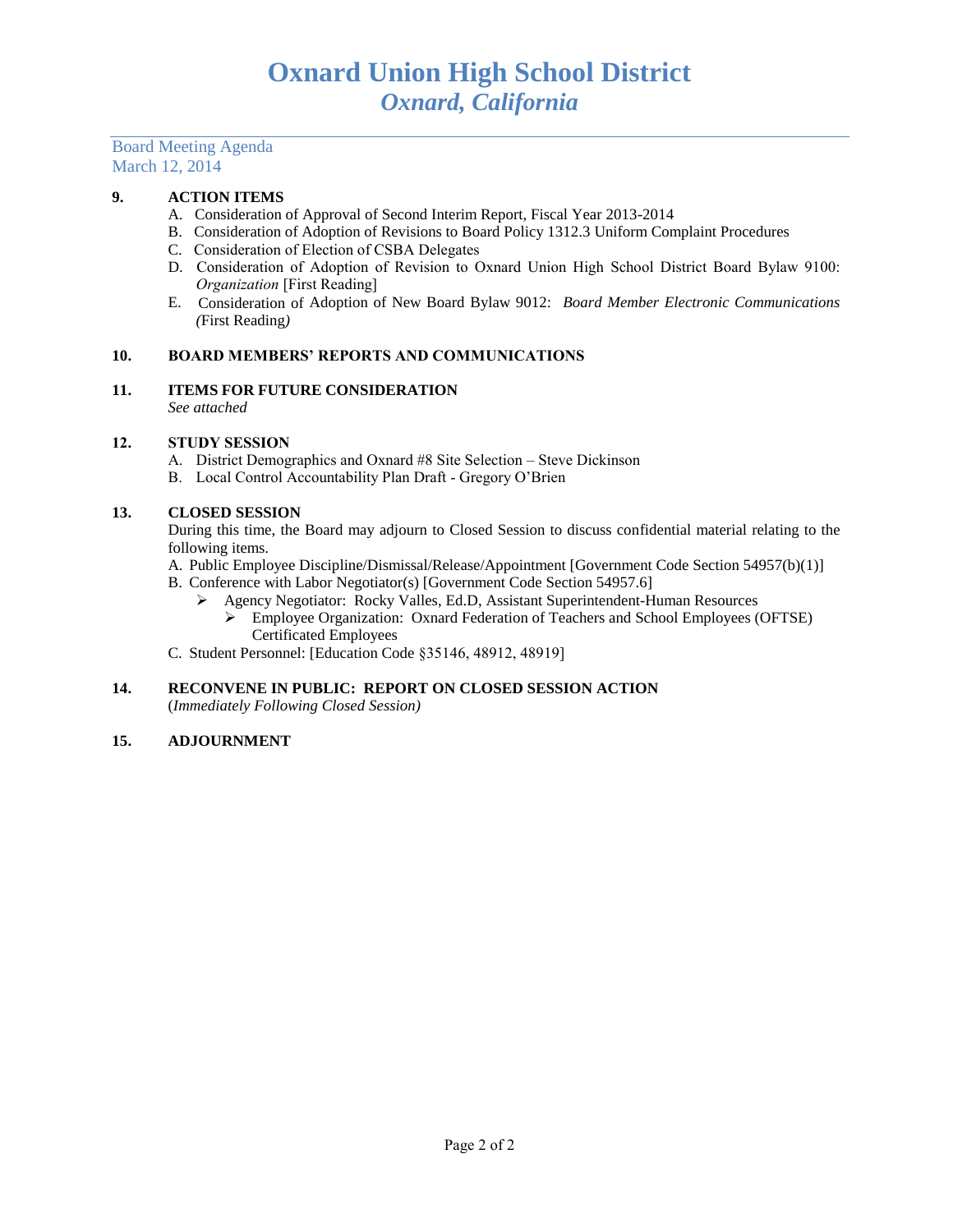# Oxnard Union High School District
## *Oxnard, California*

Board Meeting Agenda
March 12, 2014

**9. ACTION ITEMS**

A. Consideration of Approval of Second Interim Report, Fiscal Year 2013-2014

B. Consideration of Adoption of Revisions to Board Policy 1312.3 Uniform Complaint Procedures

C. Consideration of Election of CSBA Delegates

D. Consideration of Adoption of Revision to Oxnard Union High School District Board Bylaw 9100: *Organization* [First Reading]

E. Consideration of Adoption of New Board Bylaw 9012: *Board Member Electronic Communications (*First Reading*)*

**10. BOARD MEMBERS' REPORTS AND COMMUNICATIONS**

**11. ITEMS FOR FUTURE CONSIDERATION**

*See attached*

**12. STUDY SESSION**

A. District Demographics and Oxnard #8 Site Selection – Steve Dickinson

B. Local Control Accountability Plan Draft - Gregory O'Brien

**13. CLOSED SESSION**

During this time, the Board may adjourn to Closed Session to discuss confidential material relating to the following items.

A. Public Employee Discipline/Dismissal/Release/Appointment [Government Code Section 54957(b)(1)]

B. Conference with Labor Negotiator(s) [Government Code Section 54957.6]

- Agency Negotiator: Rocky Valles, Ed.D, Assistant Superintendent-Human Resources
  - Employee Organization: Oxnard Federation of Teachers and School Employees (OFTSE) Certificated Employees

C. Student Personnel: [Education Code §35146, 48912, 48919]

**14. RECONVENE IN PUBLIC: REPORT ON CLOSED SESSION ACTION**

(*Immediately Following Closed Session)*

**15. ADJOURNMENT**